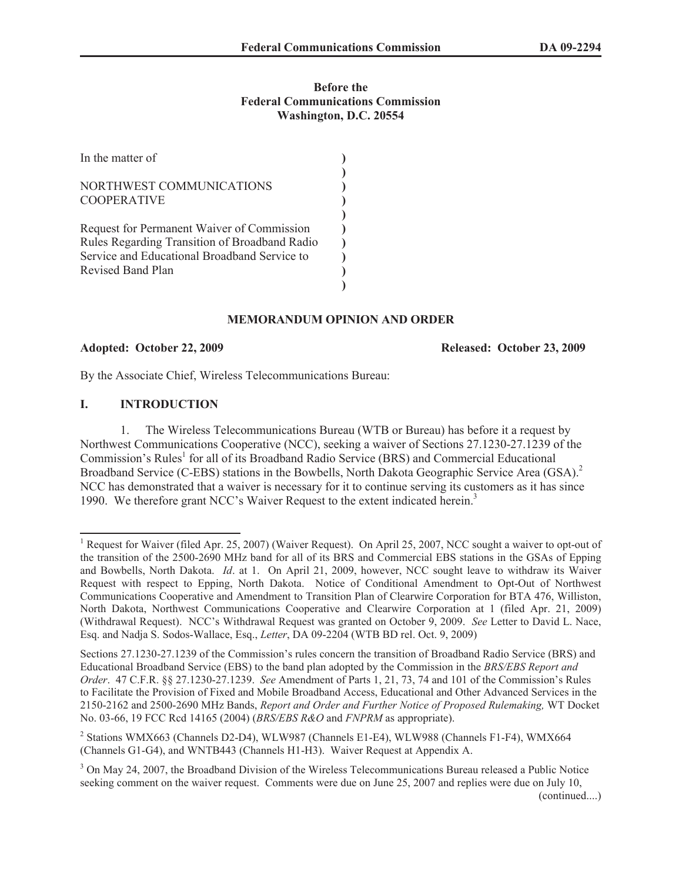**Before the**
**Federal Communications Commission**
**Washington, D.C. 20554**

| | |
|---|---|
| In the matter of | ) |
| | ) |
| NORTHWEST COMMUNICATIONS COOPERATIVE | ) |
| | ) |
| Request for Permanent Waiver of Commission Rules Regarding Transition of Broadband Radio Service and Educational Broadband Service to Revised Band Plan | ) |

**MEMORANDUM OPINION AND ORDER**

**Adopted: October 22, 2009** **Released: October 23, 2009**

By the Associate Chief, Wireless Telecommunications Bureau:

## I. INTRODUCTION

1. The Wireless Telecommunications Bureau (WTB or Bureau) has before it a request by Northwest Communications Cooperative (NCC), seeking a waiver of Sections 27.1230-27.1239 of the Commission's Rules[1] for all of its Broadband Radio Service (BRS) and Commercial Educational Broadband Service (C-EBS) stations in the Bowbells, North Dakota Geographic Service Area (GSA).[2] NCC has demonstrated that a waiver is necessary for it to continue serving its customers as it has since 1990. We therefore grant NCC's Waiver Request to the extent indicated herein.[3]

---

[1] Request for Waiver (filed Apr. 25, 2007) (Waiver Request). On April 25, 2007, NCC sought a waiver to opt-out of the transition of the 2500-2690 MHz band for all of its BRS and Commercial EBS stations in the GSAs of Epping and Bowbells, North Dakota. *Id*. at 1. On April 21, 2009, however, NCC sought leave to withdraw its Waiver Request with respect to Epping, North Dakota. Notice of Conditional Amendment to Opt-Out of Northwest Communications Cooperative and Amendment to Transition Plan of Clearwire Corporation for BTA 476, Williston, North Dakota, Northwest Communications Cooperative and Clearwire Corporation at 1 (filed Apr. 21, 2009) (Withdrawal Request). NCC's Withdrawal Request was granted on October 9, 2009. *See* Letter to David L. Nace, Esq. and Nadja S. Sodos-Wallace, Esq., *Letter*, DA 09-2204 (WTB BD rel. Oct. 9, 2009)

Sections 27.1230-27.1239 of the Commission's rules concern the transition of Broadband Radio Service (BRS) and Educational Broadband Service (EBS) to the band plan adopted by the Commission in the *BRS/EBS Report and Order*. 47 C.F.R. §§ 27.1230-27.1239. *See* Amendment of Parts 1, 21, 73, 74 and 101 of the Commission's Rules to Facilitate the Provision of Fixed and Mobile Broadband Access, Educational and Other Advanced Services in the 2150-2162 and 2500-2690 MHz Bands, *Report and Order and Further Notice of Proposed Rulemaking,* WT Docket No. 03-66, 19 FCC Rcd 14165 (2004) (*BRS/EBS R&O* and *FNPRM* as appropriate).

[2] Stations WMX663 (Channels D2-D4), WLW987 (Channels E1-E4), WLW988 (Channels F1-F4), WMX664 (Channels G1-G4), and WNTB443 (Channels H1-H3). Waiver Request at Appendix A.

[3] On May 24, 2007, the Broadband Division of the Wireless Telecommunications Bureau released a Public Notice seeking comment on the waiver request. Comments were due on June 25, 2007 and replies were due on July 10,

(continued....)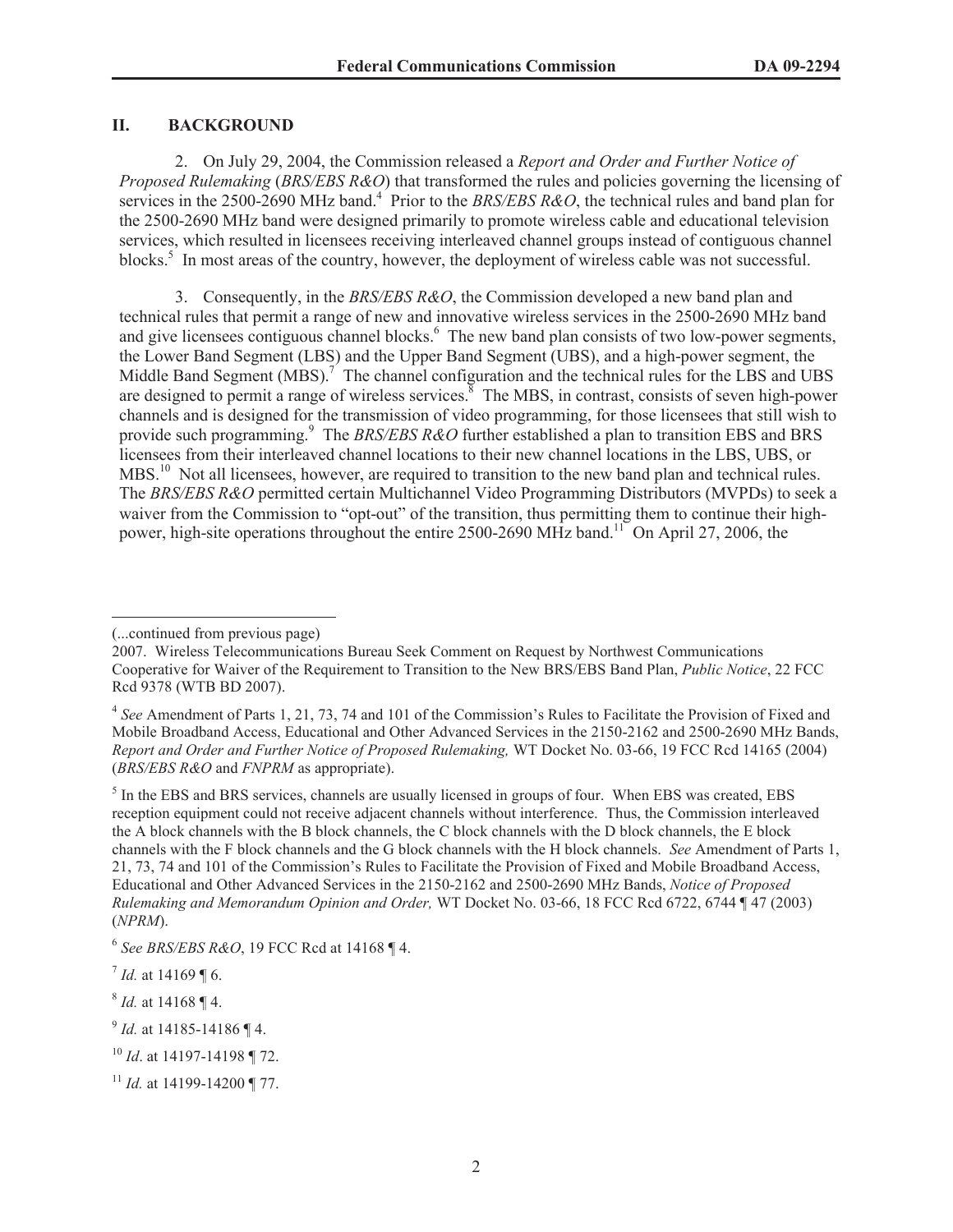## II. BACKGROUND

2. On July 29, 2004, the Commission released a *Report and Order and Further Notice of Proposed Rulemaking* (*BRS/EBS R&O*) that transformed the rules and policies governing the licensing of services in the 2500-2690 MHz band.[4] Prior to the *BRS/EBS R&O*, the technical rules and band plan for the 2500-2690 MHz band were designed primarily to promote wireless cable and educational television services, which resulted in licensees receiving interleaved channel groups instead of contiguous channel blocks.[5] In most areas of the country, however, the deployment of wireless cable was not successful.

3. Consequently, in the *BRS/EBS R&O*, the Commission developed a new band plan and technical rules that permit a range of new and innovative wireless services in the 2500-2690 MHz band and give licensees contiguous channel blocks.[6] The new band plan consists of two low-power segments, the Lower Band Segment (LBS) and the Upper Band Segment (UBS), and a high-power segment, the Middle Band Segment (MBS).[7] The channel configuration and the technical rules for the LBS and UBS are designed to permit a range of wireless services.[8] The MBS, in contrast, consists of seven high-power channels and is designed for the transmission of video programming, for those licensees that still wish to provide such programming.[9] The *BRS/EBS R&O* further established a plan to transition EBS and BRS licensees from their interleaved channel locations to their new channel locations in the LBS, UBS, or MBS.[10] Not all licensees, however, are required to transition to the new band plan and technical rules. The *BRS/EBS R&O* permitted certain Multichannel Video Programming Distributors (MVPDs) to seek a waiver from the Commission to "opt-out" of the transition, thus permitting them to continue their high-power, high-site operations throughout the entire 2500-2690 MHz band.[11] On April 27, 2006, the

---

(...continued from previous page)
2007. Wireless Telecommunications Bureau Seek Comment on Request by Northwest Communications Cooperative for Waiver of the Requirement to Transition to the New BRS/EBS Band Plan, *Public Notice*, 22 FCC Rcd 9378 (WTB BD 2007).

[4] *See* Amendment of Parts 1, 21, 73, 74 and 101 of the Commission's Rules to Facilitate the Provision of Fixed and Mobile Broadband Access, Educational and Other Advanced Services in the 2150-2162 and 2500-2690 MHz Bands, *Report and Order and Further Notice of Proposed Rulemaking,* WT Docket No. 03-66, 19 FCC Rcd 14165 (2004) (*BRS/EBS R&O* and *FNPRM* as appropriate).

[5] In the EBS and BRS services, channels are usually licensed in groups of four. When EBS was created, EBS reception equipment could not receive adjacent channels without interference. Thus, the Commission interleaved the A block channels with the B block channels, the C block channels with the D block channels, the E block channels with the F block channels and the G block channels with the H block channels. *See* Amendment of Parts 1, 21, 73, 74 and 101 of the Commission's Rules to Facilitate the Provision of Fixed and Mobile Broadband Access, Educational and Other Advanced Services in the 2150-2162 and 2500-2690 MHz Bands, *Notice of Proposed Rulemaking and Memorandum Opinion and Order,* WT Docket No. 03-66, 18 FCC Rcd 6722, 6744 ¶ 47 (2003) (*NPRM*).

[6] *See BRS/EBS R&O*, 19 FCC Rcd at 14168 ¶ 4.

[7] *Id.* at 14169 ¶ 6.

[8] *Id.* at 14168 ¶ 4.

[9] *Id.* at 14185-14186 ¶ 4.

[10] *Id*. at 14197-14198 ¶ 72.

[11] *Id.* at 14199-14200 ¶ 77.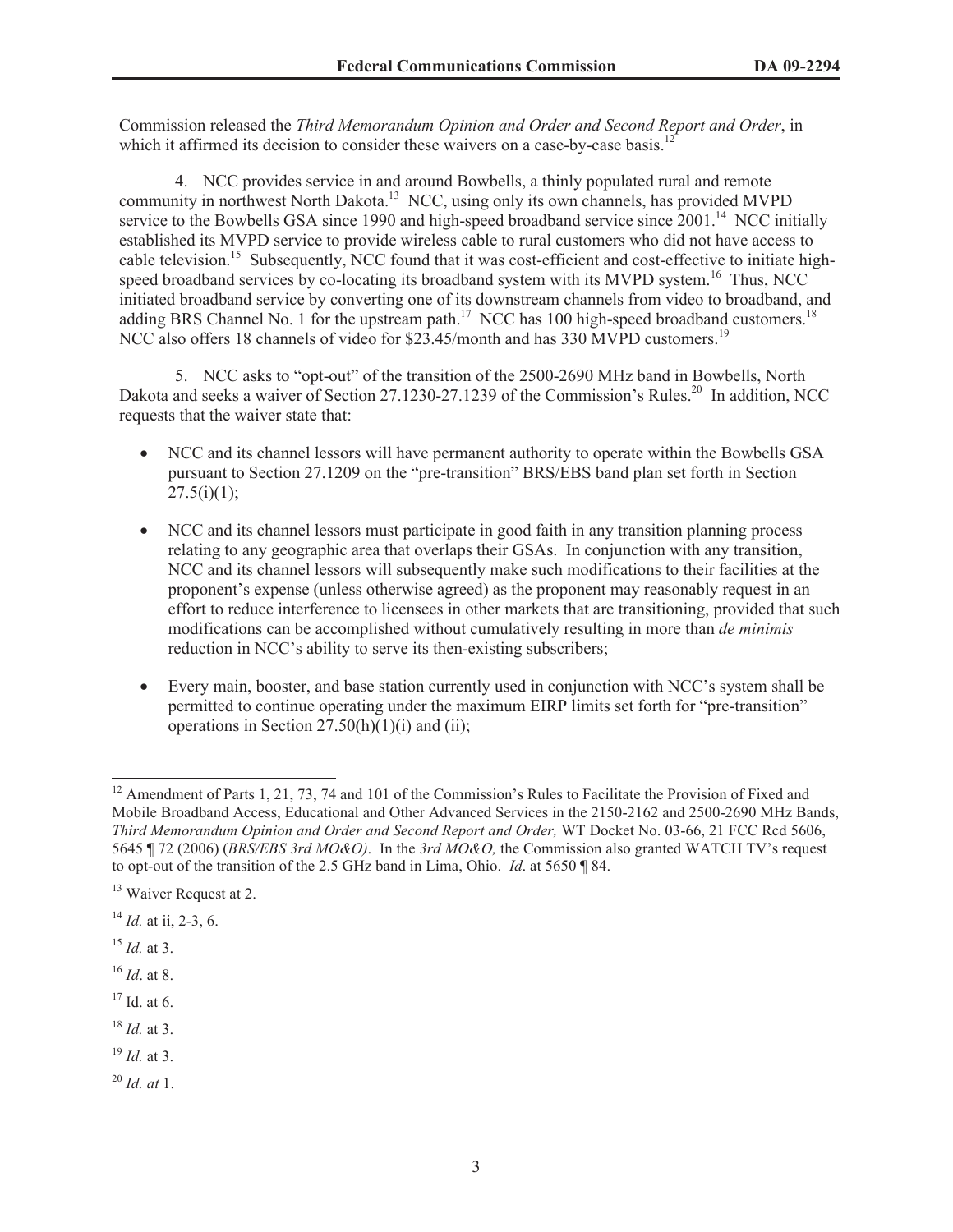Commission released the *Third Memorandum Opinion and Order and Second Report and Order*, in which it affirmed its decision to consider these waivers on a case-by-case basis.[12]

4. NCC provides service in and around Bowbells, a thinly populated rural and remote community in northwest North Dakota.[13] NCC, using only its own channels, has provided MVPD service to the Bowbells GSA since 1990 and high-speed broadband service since 2001.[14] NCC initially established its MVPD service to provide wireless cable to rural customers who did not have access to cable television.[15] Subsequently, NCC found that it was cost-efficient and cost-effective to initiate high-speed broadband services by co-locating its broadband system with its MVPD system.[16] Thus, NCC initiated broadband service by converting one of its downstream channels from video to broadband, and adding BRS Channel No. 1 for the upstream path.[17] NCC has 100 high-speed broadband customers.[18] NCC also offers 18 channels of video for $23.45/month and has 330 MVPD customers.[19]

5. NCC asks to "opt-out" of the transition of the 2500-2690 MHz band in Bowbells, North Dakota and seeks a waiver of Section 27.1230-27.1239 of the Commission's Rules.[20] In addition, NCC requests that the waiver state that:

- NCC and its channel lessors will have permanent authority to operate within the Bowbells GSA pursuant to Section 27.1209 on the "pre-transition" BRS/EBS band plan set forth in Section 27.5(i)(1);
- NCC and its channel lessors must participate in good faith in any transition planning process relating to any geographic area that overlaps their GSAs. In conjunction with any transition, NCC and its channel lessors will subsequently make such modifications to their facilities at the proponent's expense (unless otherwise agreed) as the proponent may reasonably request in an effort to reduce interference to licensees in other markets that are transitioning, provided that such modifications can be accomplished without cumulatively resulting in more than *de minimis* reduction in NCC's ability to serve its then-existing subscribers;
- Every main, booster, and base station currently used in conjunction with NCC's system shall be permitted to continue operating under the maximum EIRP limits set forth for "pre-transition" operations in Section 27.50(h)(1)(i) and (ii);

---

[12] Amendment of Parts 1, 21, 73, 74 and 101 of the Commission's Rules to Facilitate the Provision of Fixed and Mobile Broadband Access, Educational and Other Advanced Services in the 2150-2162 and 2500-2690 MHz Bands, *Third Memorandum Opinion and Order and Second Report and Order,* WT Docket No. 03-66, 21 FCC Rcd 5606, 5645 ¶ 72 (2006) (*BRS/EBS 3rd MO&O)*. In the *3rd MO&O,* the Commission also granted WATCH TV's request to opt-out of the transition of the 2.5 GHz band in Lima, Ohio. *Id*. at 5650 ¶ 84.

[13] Waiver Request at 2.

[14] *Id.* at ii, 2-3, 6.

[15] *Id.* at 3.

[16] *Id*. at 8.

[17] Id. at 6.

[18] *Id.* at 3.

[19] *Id.* at 3.

[20] *Id. at* 1.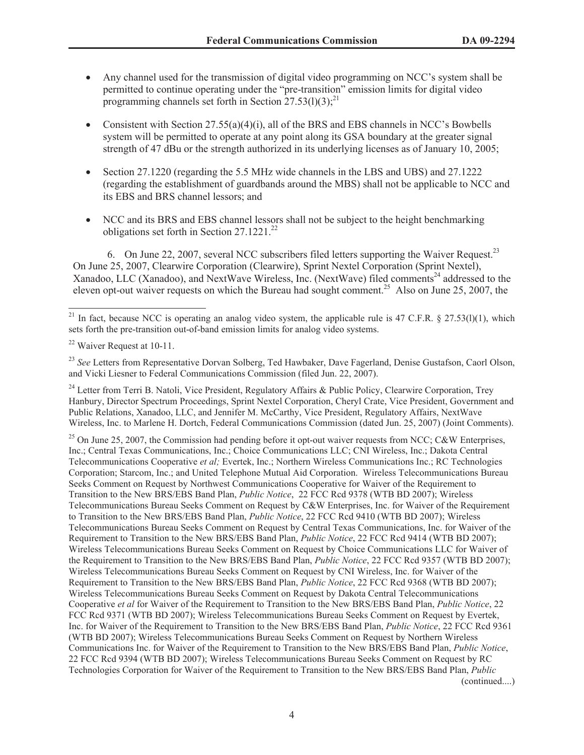- Any channel used for the transmission of digital video programming on NCC's system shall be permitted to continue operating under the "pre-transition" emission limits for digital video programming channels set forth in Section 27.53(l)(3);[21]

- Consistent with Section 27.55(a)(4)(i), all of the BRS and EBS channels in NCC's Bowbells system will be permitted to operate at any point along its GSA boundary at the greater signal strength of 47 dBu or the strength authorized in its underlying licenses as of January 10, 2005;

- Section 27.1220 (regarding the 5.5 MHz wide channels in the LBS and UBS) and 27.1222 (regarding the establishment of guardbands around the MBS) shall not be applicable to NCC and its EBS and BRS channel lessors; and

- NCC and its BRS and EBS channel lessors shall not be subject to the height benchmarking obligations set forth in Section 27.1221.[22]

6. On June 22, 2007, several NCC subscribers filed letters supporting the Waiver Request.[23] On June 25, 2007, Clearwire Corporation (Clearwire), Sprint Nextel Corporation (Sprint Nextel), Xanadoo, LLC (Xanadoo), and NextWave Wireless, Inc. (NextWave) filed comments[24] addressed to the eleven opt-out waiver requests on which the Bureau had sought comment.[25] Also on June 25, 2007, the

---

[21] In fact, because NCC is operating an analog video system, the applicable rule is 47 C.F.R. § 27.53(l)(1), which sets forth the pre-transition out-of-band emission limits for analog video systems.

[22] Waiver Request at 10-11.

[23] *See* Letters from Representative Dorvan Solberg, Ted Hawbaker, Dave Fagerland, Denise Gustafson, Caorl Olson, and Vicki Liesner to Federal Communications Commission (filed Jun. 22, 2007).

[24] Letter from Terri B. Natoli, Vice President, Regulatory Affairs & Public Policy, Clearwire Corporation, Trey Hanbury, Director Spectrum Proceedings, Sprint Nextel Corporation, Cheryl Crate, Vice President, Government and Public Relations, Xanadoo, LLC, and Jennifer M. McCarthy, Vice President, Regulatory Affairs, NextWave Wireless, Inc. to Marlene H. Dortch, Federal Communications Commission (dated Jun. 25, 2007) (Joint Comments).

[25] On June 25, 2007, the Commission had pending before it opt-out waiver requests from NCC; C&W Enterprises, Inc.; Central Texas Communications, Inc.; Choice Communications LLC; CNI Wireless, Inc.; Dakota Central Telecommunications Cooperative *et al;* Evertek, Inc.; Northern Wireless Communications Inc.; RC Technologies Corporation; Starcom, Inc.; and United Telephone Mutual Aid Corporation. Wireless Telecommunications Bureau Seeks Comment on Request by Northwest Communications Cooperative for Waiver of the Requirement to Transition to the New BRS/EBS Band Plan, *Public Notice*, 22 FCC Rcd 9378 (WTB BD 2007); Wireless Telecommunications Bureau Seeks Comment on Request by C&W Enterprises, Inc. for Waiver of the Requirement to Transition to the New BRS/EBS Band Plan, *Public Notice*, 22 FCC Rcd 9410 (WTB BD 2007); Wireless Telecommunications Bureau Seeks Comment on Request by Central Texas Communications, Inc. for Waiver of the Requirement to Transition to the New BRS/EBS Band Plan, *Public Notice*, 22 FCC Rcd 9414 (WTB BD 2007); Wireless Telecommunications Bureau Seeks Comment on Request by Choice Communications LLC for Waiver of the Requirement to Transition to the New BRS/EBS Band Plan, *Public Notice*, 22 FCC Rcd 9357 (WTB BD 2007); Wireless Telecommunications Bureau Seeks Comment on Request by CNI Wireless, Inc. for Waiver of the Requirement to Transition to the New BRS/EBS Band Plan, *Public Notice*, 22 FCC Rcd 9368 (WTB BD 2007); Wireless Telecommunications Bureau Seeks Comment on Request by Dakota Central Telecommunications Cooperative *et al* for Waiver of the Requirement to Transition to the New BRS/EBS Band Plan, *Public Notice*, 22 FCC Rcd 9371 (WTB BD 2007); Wireless Telecommunications Bureau Seeks Comment on Request by Evertek, Inc. for Waiver of the Requirement to Transition to the New BRS/EBS Band Plan, *Public Notice*, 22 FCC Rcd 9361 (WTB BD 2007); Wireless Telecommunications Bureau Seeks Comment on Request by Northern Wireless Communications Inc. for Waiver of the Requirement to Transition to the New BRS/EBS Band Plan, *Public Notice*, 22 FCC Rcd 9394 (WTB BD 2007); Wireless Telecommunications Bureau Seeks Comment on Request by RC Technologies Corporation for Waiver of the Requirement to Transition to the New BRS/EBS Band Plan, *Public*

(continued....)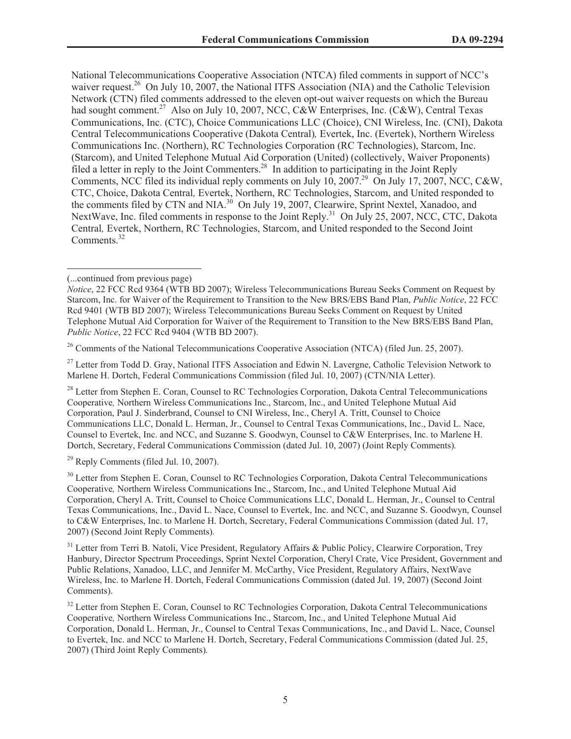National Telecommunications Cooperative Association (NTCA) filed comments in support of NCC's waiver request.[26] On July 10, 2007, the National ITFS Association (NIA) and the Catholic Television Network (CTN) filed comments addressed to the eleven opt-out waiver requests on which the Bureau had sought comment.[27] Also on July 10, 2007, NCC, C&W Enterprises, Inc. (C&W), Central Texas Communications, Inc. (CTC), Choice Communications LLC (Choice), CNI Wireless, Inc. (CNI), Dakota Central Telecommunications Cooperative (Dakota Central), Evertek, Inc. (Evertek), Northern Wireless Communications Inc. (Northern), RC Technologies Corporation (RC Technologies), Starcom, Inc. (Starcom), and United Telephone Mutual Aid Corporation (United) (collectively, Waiver Proponents) filed a letter in reply to the Joint Commenters.[28] In addition to participating in the Joint Reply Comments, NCC filed its individual reply comments on July 10, 2007.[29] On July 17, 2007, NCC, C&W, CTC, Choice, Dakota Central, Evertek, Northern, RC Technologies, Starcom, and United responded to the comments filed by CTN and NIA.[30] On July 19, 2007, Clearwire, Sprint Nextel, Xanadoo, and NextWave, Inc. filed comments in response to the Joint Reply.[31] On July 25, 2007, NCC, CTC, Dakota Central, Evertek, Northern, RC Technologies, Starcom, and United responded to the Second Joint Comments.[32]

---

(...continued from previous page)
*Notice*, 22 FCC Rcd 9364 (WTB BD 2007); Wireless Telecommunications Bureau Seeks Comment on Request by Starcom, Inc. for Waiver of the Requirement to Transition to the New BRS/EBS Band Plan, *Public Notice*, 22 FCC Rcd 9401 (WTB BD 2007); Wireless Telecommunications Bureau Seeks Comment on Request by United Telephone Mutual Aid Corporation for Waiver of the Requirement to Transition to the New BRS/EBS Band Plan, *Public Notice*, 22 FCC Rcd 9404 (WTB BD 2007).

[26] Comments of the National Telecommunications Cooperative Association (NTCA) (filed Jun. 25, 2007).

[27] Letter from Todd D. Gray, National ITFS Association and Edwin N. Lavergne, Catholic Television Network to Marlene H. Dortch, Federal Communications Commission (filed Jul. 10, 2007) (CTN/NIA Letter).

[28] Letter from Stephen E. Coran, Counsel to RC Technologies Corporation, Dakota Central Telecommunications Cooperative, Northern Wireless Communications Inc., Starcom, Inc., and United Telephone Mutual Aid Corporation, Paul J. Sinderbrand, Counsel to CNI Wireless, Inc., Cheryl A. Tritt, Counsel to Choice Communications LLC, Donald L. Herman, Jr., Counsel to Central Texas Communications, Inc., David L. Nace, Counsel to Evertek, Inc. and NCC, and Suzanne S. Goodwyn, Counsel to C&W Enterprises, Inc. to Marlene H. Dortch, Secretary, Federal Communications Commission (dated Jul. 10, 2007) (Joint Reply Comments).

[29] Reply Comments (filed Jul. 10, 2007).

[30] Letter from Stephen E. Coran, Counsel to RC Technologies Corporation, Dakota Central Telecommunications Cooperative, Northern Wireless Communications Inc., Starcom, Inc., and United Telephone Mutual Aid Corporation, Cheryl A. Tritt, Counsel to Choice Communications LLC, Donald L. Herman, Jr., Counsel to Central Texas Communications, Inc., David L. Nace, Counsel to Evertek, Inc. and NCC, and Suzanne S. Goodwyn, Counsel to C&W Enterprises, Inc. to Marlene H. Dortch, Secretary, Federal Communications Commission (dated Jul. 17, 2007) (Second Joint Reply Comments).

[31] Letter from Terri B. Natoli, Vice President, Regulatory Affairs & Public Policy, Clearwire Corporation, Trey Hanbury, Director Spectrum Proceedings, Sprint Nextel Corporation, Cheryl Crate, Vice President, Government and Public Relations, Xanadoo, LLC, and Jennifer M. McCarthy, Vice President, Regulatory Affairs, NextWave Wireless, Inc. to Marlene H. Dortch, Federal Communications Commission (dated Jul. 19, 2007) (Second Joint Comments).

[32] Letter from Stephen E. Coran, Counsel to RC Technologies Corporation, Dakota Central Telecommunications Cooperative, Northern Wireless Communications Inc., Starcom, Inc., and United Telephone Mutual Aid Corporation, Donald L. Herman, Jr., Counsel to Central Texas Communications, Inc., and David L. Nace, Counsel to Evertek, Inc. and NCC to Marlene H. Dortch, Secretary, Federal Communications Commission (dated Jul. 25, 2007) (Third Joint Reply Comments).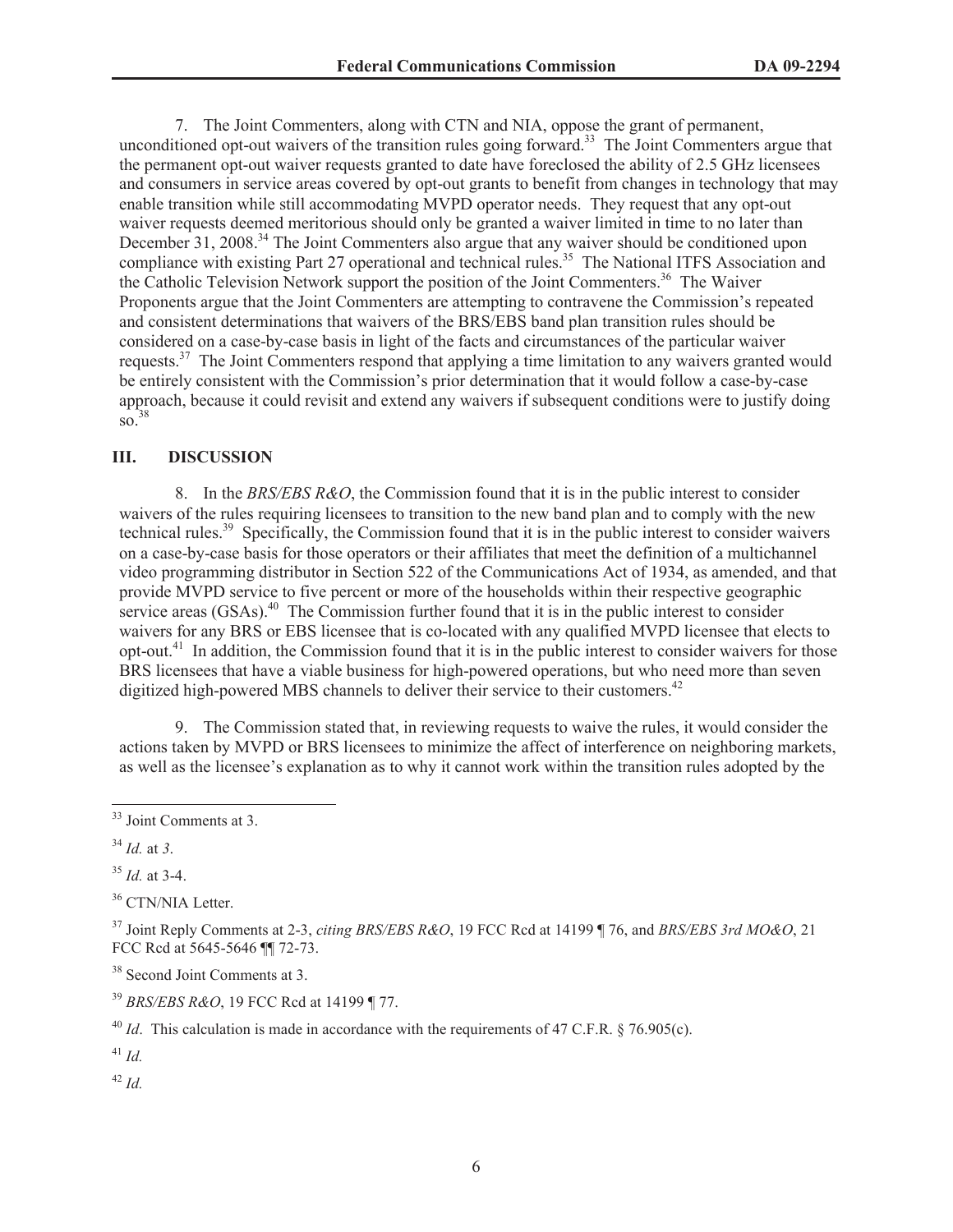7. The Joint Commenters, along with CTN and NIA, oppose the grant of permanent, unconditioned opt-out waivers of the transition rules going forward.[33] The Joint Commenters argue that the permanent opt-out waiver requests granted to date have foreclosed the ability of 2.5 GHz licensees and consumers in service areas covered by opt-out grants to benefit from changes in technology that may enable transition while still accommodating MVPD operator needs. They request that any opt-out waiver requests deemed meritorious should only be granted a waiver limited in time to no later than December 31, 2008.[34] The Joint Commenters also argue that any waiver should be conditioned upon compliance with existing Part 27 operational and technical rules.[35] The National ITFS Association and the Catholic Television Network support the position of the Joint Commenters.[36] The Waiver Proponents argue that the Joint Commenters are attempting to contravene the Commission's repeated and consistent determinations that waivers of the BRS/EBS band plan transition rules should be considered on a case-by-case basis in light of the facts and circumstances of the particular waiver requests.[37] The Joint Commenters respond that applying a time limitation to any waivers granted would be entirely consistent with the Commission's prior determination that it would follow a case-by-case approach, because it could revisit and extend any waivers if subsequent conditions were to justify doing so.[38]

## III. DISCUSSION

8. In the *BRS/EBS R&O*, the Commission found that it is in the public interest to consider waivers of the rules requiring licensees to transition to the new band plan and to comply with the new technical rules.[39] Specifically, the Commission found that it is in the public interest to consider waivers on a case-by-case basis for those operators or their affiliates that meet the definition of a multichannel video programming distributor in Section 522 of the Communications Act of 1934, as amended, and that provide MVPD service to five percent or more of the households within their respective geographic service areas (GSAs).[40] The Commission further found that it is in the public interest to consider waivers for any BRS or EBS licensee that is co-located with any qualified MVPD licensee that elects to opt-out.[41] In addition, the Commission found that it is in the public interest to consider waivers for those BRS licensees that have a viable business for high-powered operations, but who need more than seven digitized high-powered MBS channels to deliver their service to their customers.[42]

9. The Commission stated that, in reviewing requests to waive the rules, it would consider the actions taken by MVPD or BRS licensees to minimize the affect of interference on neighboring markets, as well as the licensee's explanation as to why it cannot work within the transition rules adopted by the

---

[33] Joint Comments at 3.

[34] *Id.* at *3*.

[35] *Id.* at 3-4.

[36] CTN/NIA Letter.

[37] Joint Reply Comments at 2-3, *citing BRS/EBS R&O*, 19 FCC Rcd at 14199 ¶ 76, and *BRS/EBS 3rd MO&O*, 21 FCC Rcd at 5645-5646 ¶¶ 72-73.

[38] Second Joint Comments at 3.

[39] *BRS/EBS R&O*, 19 FCC Rcd at 14199 ¶ 77.

[40] *Id*. This calculation is made in accordance with the requirements of 47 C.F.R. § 76.905(c).

[41] *Id.*

[42] *Id.*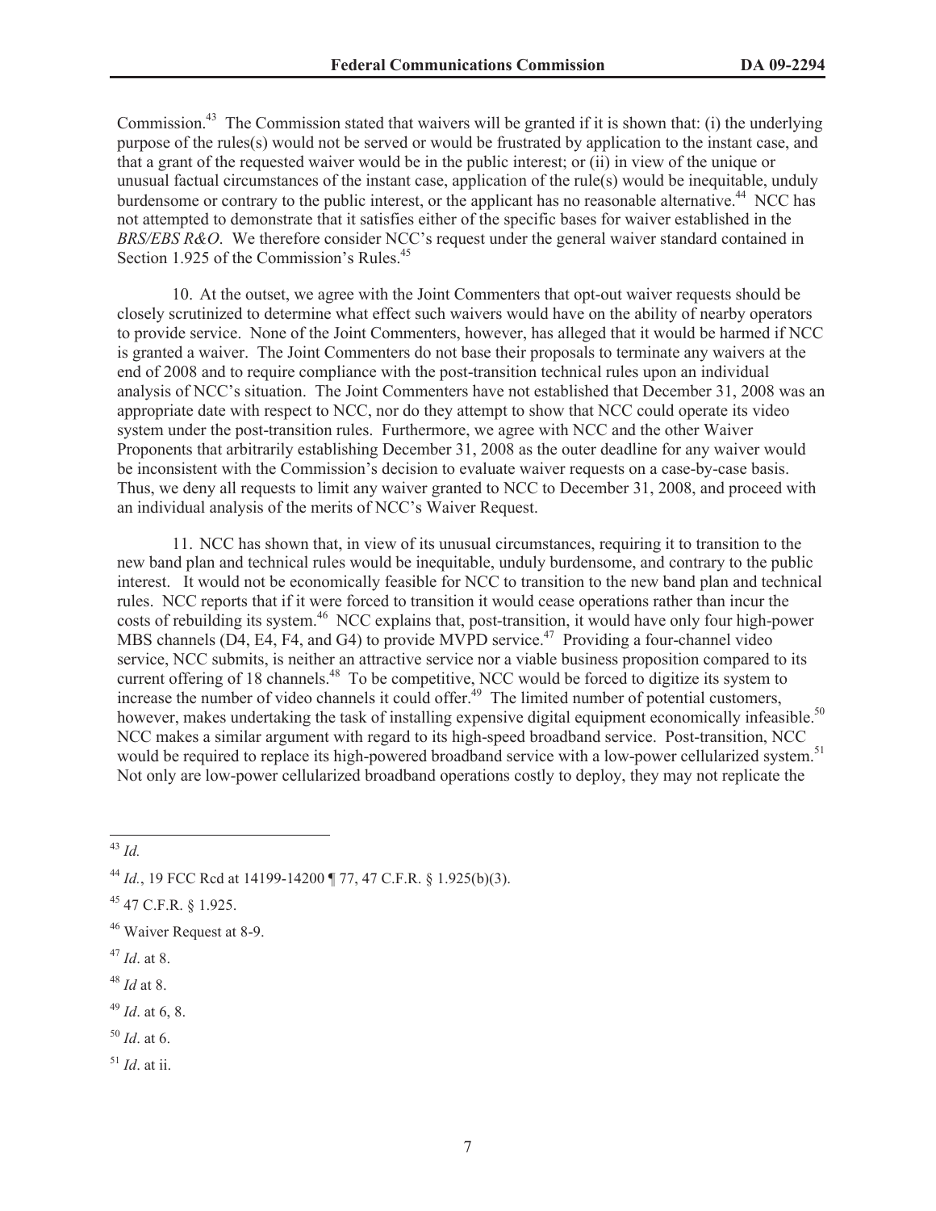Commission.[43] The Commission stated that waivers will be granted if it is shown that: (i) the underlying purpose of the rules(s) would not be served or would be frustrated by application to the instant case, and that a grant of the requested waiver would be in the public interest; or (ii) in view of the unique or unusual factual circumstances of the instant case, application of the rule(s) would be inequitable, unduly burdensome or contrary to the public interest, or the applicant has no reasonable alternative.[44] NCC has not attempted to demonstrate that it satisfies either of the specific bases for waiver established in the *BRS/EBS R&O*. We therefore consider NCC's request under the general waiver standard contained in Section 1.925 of the Commission's Rules.[45]

10. At the outset, we agree with the Joint Commenters that opt-out waiver requests should be closely scrutinized to determine what effect such waivers would have on the ability of nearby operators to provide service. None of the Joint Commenters, however, has alleged that it would be harmed if NCC is granted a waiver. The Joint Commenters do not base their proposals to terminate any waivers at the end of 2008 and to require compliance with the post-transition technical rules upon an individual analysis of NCC's situation. The Joint Commenters have not established that December 31, 2008 was an appropriate date with respect to NCC, nor do they attempt to show that NCC could operate its video system under the post-transition rules. Furthermore, we agree with NCC and the other Waiver Proponents that arbitrarily establishing December 31, 2008 as the outer deadline for any waiver would be inconsistent with the Commission's decision to evaluate waiver requests on a case-by-case basis. Thus, we deny all requests to limit any waiver granted to NCC to December 31, 2008, and proceed with an individual analysis of the merits of NCC's Waiver Request.

11. NCC has shown that, in view of its unusual circumstances, requiring it to transition to the new band plan and technical rules would be inequitable, unduly burdensome, and contrary to the public interest. It would not be economically feasible for NCC to transition to the new band plan and technical rules. NCC reports that if it were forced to transition it would cease operations rather than incur the costs of rebuilding its system.[46] NCC explains that, post-transition, it would have only four high-power MBS channels (D4, E4, F4, and G4) to provide MVPD service.[47] Providing a four-channel video service, NCC submits, is neither an attractive service nor a viable business proposition compared to its current offering of 18 channels.[48] To be competitive, NCC would be forced to digitize its system to increase the number of video channels it could offer.[49] The limited number of potential customers, however, makes undertaking the task of installing expensive digital equipment economically infeasible.[50] NCC makes a similar argument with regard to its high-speed broadband service. Post-transition, NCC would be required to replace its high-powered broadband service with a low-power cellularized system.[51] Not only are low-power cellularized broadband operations costly to deploy, they may not replicate the

---

[43] *Id.*

[44] *Id.*, 19 FCC Rcd at 14199-14200 ¶ 77, 47 C.F.R. § 1.925(b)(3).

[45] 47 C.F.R. § 1.925.

[46] Waiver Request at 8-9.

[47] *Id*. at 8.

[48] *Id* at 8.

[49] *Id*. at 6, 8.

[50] *Id*. at 6.

[51] *Id*. at ii.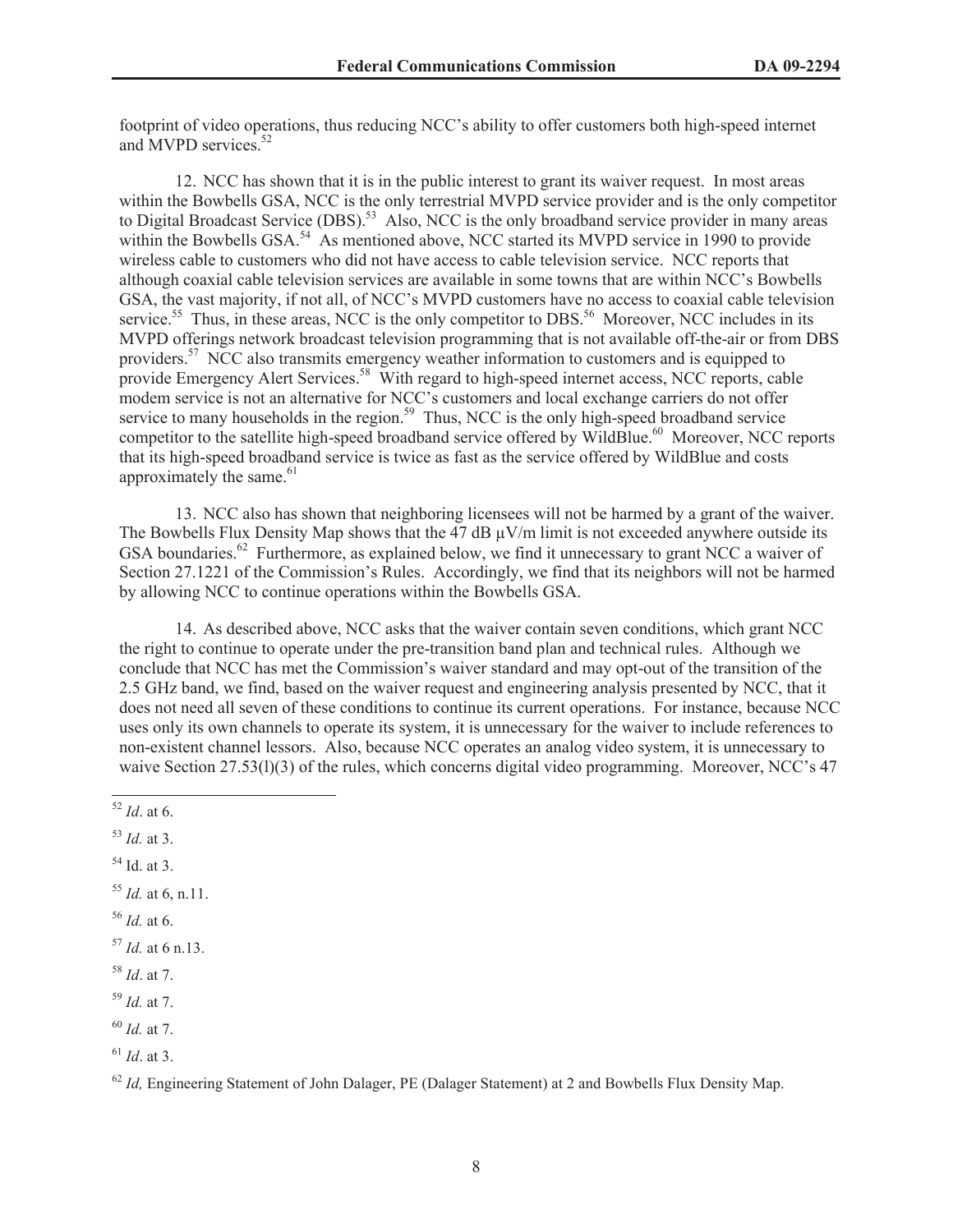footprint of video operations, thus reducing NCC's ability to offer customers both high-speed internet and MVPD services.[52]

12. NCC has shown that it is in the public interest to grant its waiver request. In most areas within the Bowbells GSA, NCC is the only terrestrial MVPD service provider and is the only competitor to Digital Broadcast Service (DBS).[53] Also, NCC is the only broadband service provider in many areas within the Bowbells GSA.[54] As mentioned above, NCC started its MVPD service in 1990 to provide wireless cable to customers who did not have access to cable television service. NCC reports that although coaxial cable television services are available in some towns that are within NCC's Bowbells GSA, the vast majority, if not all, of NCC's MVPD customers have no access to coaxial cable television service.[55] Thus, in these areas, NCC is the only competitor to DBS.[56] Moreover, NCC includes in its MVPD offerings network broadcast television programming that is not available off-the-air or from DBS providers.[57] NCC also transmits emergency weather information to customers and is equipped to provide Emergency Alert Services.[58] With regard to high-speed internet access, NCC reports, cable modem service is not an alternative for NCC's customers and local exchange carriers do not offer service to many households in the region.[59] Thus, NCC is the only high-speed broadband service competitor to the satellite high-speed broadband service offered by WildBlue.[60] Moreover, NCC reports that its high-speed broadband service is twice as fast as the service offered by WildBlue and costs approximately the same.[61]

13. NCC also has shown that neighboring licensees will not be harmed by a grant of the waiver. The Bowbells Flux Density Map shows that the 47 dB μV/m limit is not exceeded anywhere outside its GSA boundaries.[62] Furthermore, as explained below, we find it unnecessary to grant NCC a waiver of Section 27.1221 of the Commission's Rules. Accordingly, we find that its neighbors will not be harmed by allowing NCC to continue operations within the Bowbells GSA.

14. As described above, NCC asks that the waiver contain seven conditions, which grant NCC the right to continue to operate under the pre-transition band plan and technical rules. Although we conclude that NCC has met the Commission's waiver standard and may opt-out of the transition of the 2.5 GHz band, we find, based on the waiver request and engineering analysis presented by NCC, that it does not need all seven of these conditions to continue its current operations. For instance, because NCC uses only its own channels to operate its system, it is unnecessary for the waiver to include references to non-existent channel lessors. Also, because NCC operates an analog video system, it is unnecessary to waive Section 27.53(l)(3) of the rules, which concerns digital video programming. Moreover, NCC's 47

---

[52] *Id*. at 6.

[53] *Id.* at 3.

[54] Id. at 3.

[55] *Id.* at 6, n.11.

[56] *Id.* at 6.

[57] *Id.* at 6 n.13.

[58] *Id*. at 7.

[59] *Id.* at 7.

[60] *Id.* at 7.

[61] *Id*. at 3.

[62] *Id,* Engineering Statement of John Dalager, PE (Dalager Statement) at 2 and Bowbells Flux Density Map.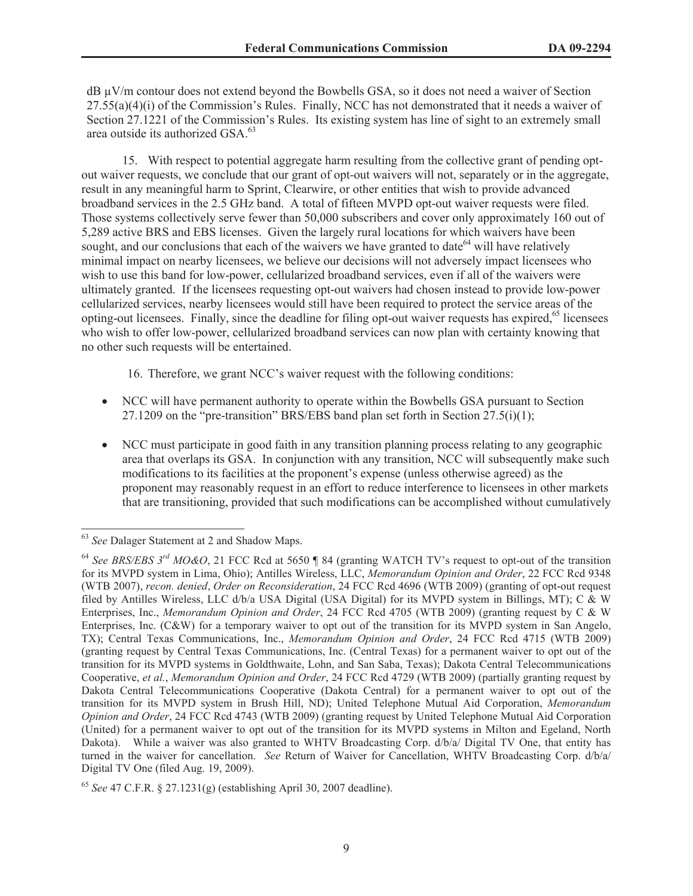dB μV/m contour does not extend beyond the Bowbells GSA, so it does not need a waiver of Section 27.55(a)(4)(i) of the Commission's Rules. Finally, NCC has not demonstrated that it needs a waiver of Section 27.1221 of the Commission's Rules. Its existing system has line of sight to an extremely small area outside its authorized GSA.[63]

15. With respect to potential aggregate harm resulting from the collective grant of pending opt-out waiver requests, we conclude that our grant of opt-out waivers will not, separately or in the aggregate, result in any meaningful harm to Sprint, Clearwire, or other entities that wish to provide advanced broadband services in the 2.5 GHz band. A total of fifteen MVPD opt-out waiver requests were filed. Those systems collectively serve fewer than 50,000 subscribers and cover only approximately 160 out of 5,289 active BRS and EBS licenses. Given the largely rural locations for which waivers have been sought, and our conclusions that each of the waivers we have granted to date[64] will have relatively minimal impact on nearby licensees, we believe our decisions will not adversely impact licensees who wish to use this band for low-power, cellularized broadband services, even if all of the waivers were ultimately granted. If the licensees requesting opt-out waivers had chosen instead to provide low-power cellularized services, nearby licensees would still have been required to protect the service areas of the opting-out licensees. Finally, since the deadline for filing opt-out waiver requests has expired,[65] licensees who wish to offer low-power, cellularized broadband services can now plan with certainty knowing that no other such requests will be entertained.

16. Therefore, we grant NCC's waiver request with the following conditions:

- NCC will have permanent authority to operate within the Bowbells GSA pursuant to Section 27.1209 on the "pre-transition" BRS/EBS band plan set forth in Section 27.5(i)(1);
- NCC must participate in good faith in any transition planning process relating to any geographic area that overlaps its GSA. In conjunction with any transition, NCC will subsequently make such modifications to its facilities at the proponent's expense (unless otherwise agreed) as the proponent may reasonably request in an effort to reduce interference to licensees in other markets that are transitioning, provided that such modifications can be accomplished without cumulatively

---

[63] *See* Dalager Statement at 2 and Shadow Maps.

[64] *See BRS/EBS 3rd MO&O*, 21 FCC Rcd at 5650 ¶ 84 (granting WATCH TV's request to opt-out of the transition for its MVPD system in Lima, Ohio); Antilles Wireless, LLC, *Memorandum Opinion and Order*, 22 FCC Rcd 9348 (WTB 2007), *recon. denied*, *Order on Reconsideration*, 24 FCC Rcd 4696 (WTB 2009) (granting of opt-out request filed by Antilles Wireless, LLC d/b/a USA Digital (USA Digital) for its MVPD system in Billings, MT); C & W Enterprises, Inc., *Memorandum Opinion and Order*, 24 FCC Rcd 4705 (WTB 2009) (granting request by C & W Enterprises, Inc. (C&W) for a temporary waiver to opt out of the transition for its MVPD system in San Angelo, TX); Central Texas Communications, Inc., *Memorandum Opinion and Order*, 24 FCC Rcd 4715 (WTB 2009) (granting request by Central Texas Communications, Inc. (Central Texas) for a permanent waiver to opt out of the transition for its MVPD systems in Goldthwaite, Lohn, and San Saba, Texas); Dakota Central Telecommunications Cooperative, *et al.*, *Memorandum Opinion and Order*, 24 FCC Rcd 4729 (WTB 2009) (partially granting request by Dakota Central Telecommunications Cooperative (Dakota Central) for a permanent waiver to opt out of the transition for its MVPD system in Brush Hill, ND); United Telephone Mutual Aid Corporation, *Memorandum Opinion and Order*, 24 FCC Rcd 4743 (WTB 2009) (granting request by United Telephone Mutual Aid Corporation (United) for a permanent waiver to opt out of the transition for its MVPD systems in Milton and Egeland, North Dakota). While a waiver was also granted to WHTV Broadcasting Corp. d/b/a/ Digital TV One, that entity has turned in the waiver for cancellation. *See* Return of Waiver for Cancellation, WHTV Broadcasting Corp. d/b/a/ Digital TV One (filed Aug. 19, 2009).

[65] *See* 47 C.F.R. § 27.1231(g) (establishing April 30, 2007 deadline).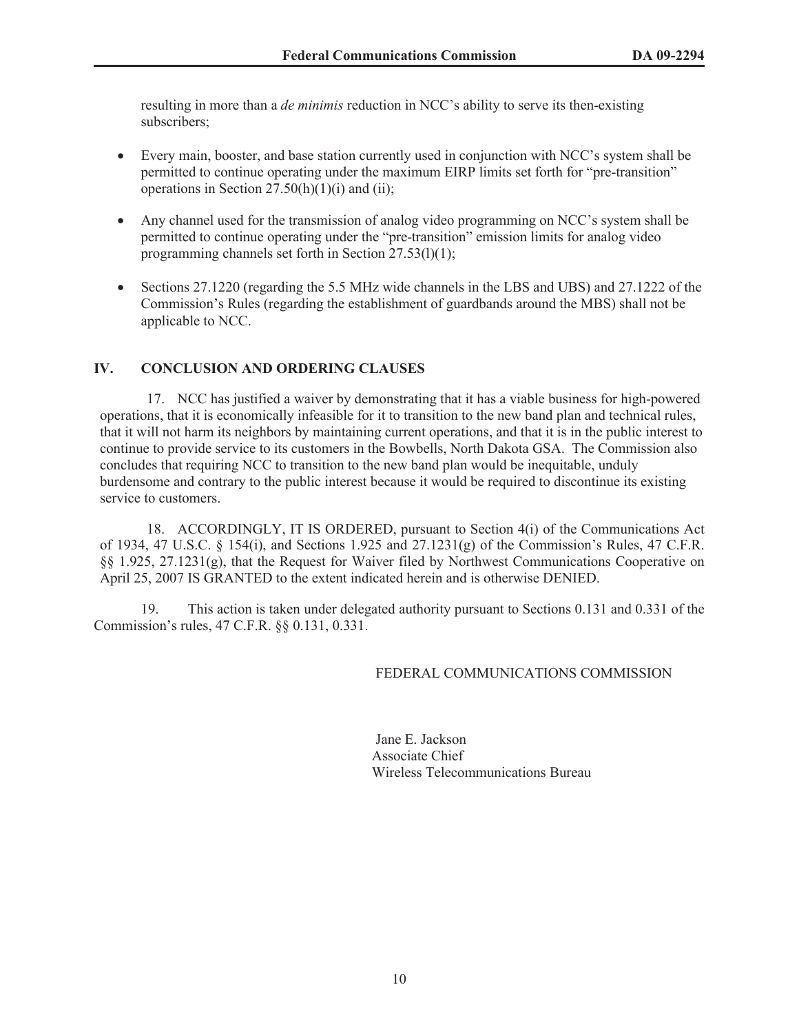resulting in more than a *de minimis* reduction in NCC's ability to serve its then-existing subscribers;

- Every main, booster, and base station currently used in conjunction with NCC's system shall be permitted to continue operating under the maximum EIRP limits set forth for "pre-transition" operations in Section 27.50(h)(1)(i) and (ii);
- Any channel used for the transmission of analog video programming on NCC's system shall be permitted to continue operating under the "pre-transition" emission limits for analog video programming channels set forth in Section 27.53(l)(1);
- Sections 27.1220 (regarding the 5.5 MHz wide channels in the LBS and UBS) and 27.1222 of the Commission's Rules (regarding the establishment of guardbands around the MBS) shall not be applicable to NCC.

## IV. CONCLUSION AND ORDERING CLAUSES

17. NCC has justified a waiver by demonstrating that it has a viable business for high-powered operations, that it is economically infeasible for it to transition to the new band plan and technical rules, that it will not harm its neighbors by maintaining current operations, and that it is in the public interest to continue to provide service to its customers in the Bowbells, North Dakota GSA. The Commission also concludes that requiring NCC to transition to the new band plan would be inequitable, unduly burdensome and contrary to the public interest because it would be required to discontinue its existing service to customers.

18. ACCORDINGLY, IT IS ORDERED, pursuant to Section 4(i) of the Communications Act of 1934, 47 U.S.C. § 154(i), and Sections 1.925 and 27.1231(g) of the Commission's Rules, 47 C.F.R. §§ 1.925, 27.1231(g), that the Request for Waiver filed by Northwest Communications Cooperative on April 25, 2007 IS GRANTED to the extent indicated herein and is otherwise DENIED.

19. This action is taken under delegated authority pursuant to Sections 0.131 and 0.331 of the Commission's rules, 47 C.F.R. §§ 0.131, 0.331.

FEDERAL COMMUNICATIONS COMMISSION

Jane E. Jackson
Associate Chief
Wireless Telecommunications Bureau